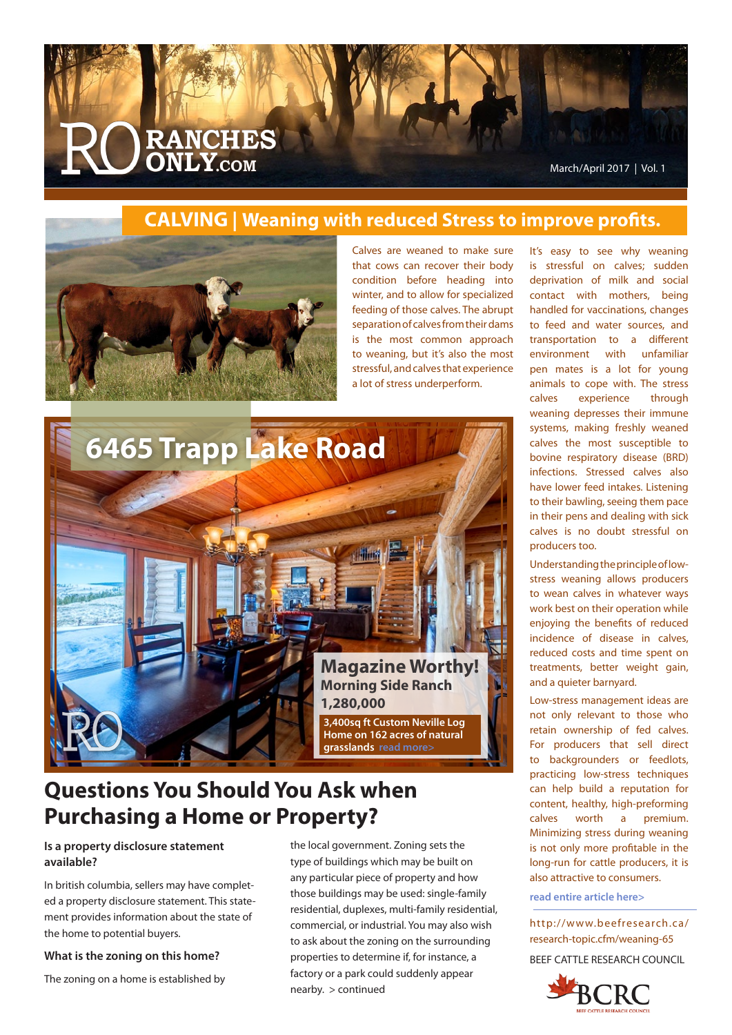# RANCHES ONLY.COM

March/April 2017 | Vol. 1

## CALVING | Weaning with reduced Stress to improve profits.

Calves are weaned to make sure that cows can recover their body condition before heading into winter, and to allow for specialized feeding of those calves. The abrupt separation of calves from their dams is the most common approach to weaning, but it's also the most stressful, and calves that experience a lot of stress underperform.

It's easy to see why weaning is stressful on calves; sudden deprivation of milk and social contact with mothers, being handled for vaccinations, changes to feed and water sources, and transportation to a different environment with unfamiliar pen mates is a lot for young animals to cope with. The stress calves experience through weaning depresses their immune systems, making freshly weaned calves the most susceptible to bovine respiratory disease (BRD) infections. Stressed calves also have lower feed intakes. Listening to their bawling, seeing them pace in their pens and dealing with sick calves is no doubt stressful on producers too.

Understanding the principle of low-stress weaning allows producers to wean calves in whatever ways work best on their operation while enjoying the benefits of reduced incidence of disease in calves, reduced costs and time spent on treatments, better weight gain, and a quieter barnyard.

Low-stress management ideas are not only relevant to those who retain ownership of fed calves. For producers that sell direct to backgrounders or feedlots, practicing low-stress techniques can help build a reputation for content, healthy, high-preforming calves worth a premium. Minimizing stress during weaning is not only more profitable in the long-run for cattle producers, it is also attractive to consumers.

read entire article here>

http://www.beefresearch.ca/research-topic.cfm/weaning-65

BEEF CATTLE RESEARCH COUNCIL

BCRC

## 6465 Trapp Lake Road

**Magazine Worthy!**

**Morning Side Ranch**

**1,280,000**

**3,400sq ft Custom Neville Log Home on 162 acres of natural grasslands** read more>

## Questions You Should You Ask when Purchasing a Home or Property?

**Is a property disclosure statement available?**

In british columbia, sellers may have completed a property disclosure statement. This statement provides information about the state of the home to potential buyers.

**What is the zoning on this home?**

The zoning on a home is established by the local government. Zoning sets the type of buildings which may be built on any particular piece of property and how those buildings may be used: single-family residential, duplexes, multi-family residential, commercial, or industrial. You may also wish to ask about the zoning on the surrounding properties to determine if, for instance, a factory or a park could suddenly appear nearby. > continued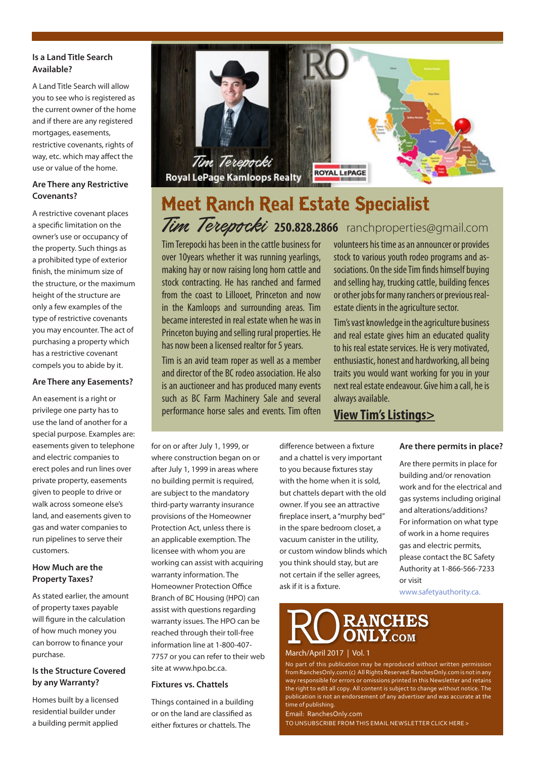### Is a Land Title Search Available?

A Land Title Search will allow you to see who is registered as the current owner of the home and if there are any registered mortgages, easements, restrictive covenants, rights of way, etc. which may affect the use or value of the home.

### Are There any Restrictive Covenants?

A restrictive covenant places a specific limitation on the owner's use or occupancy of the property. Such things as a prohibited type of exterior finish, the minimum size of the structure, or the maximum height of the structure are only a few examples of the type of restrictive covenants you may encounter. The act of purchasing a property which has a restrictive covenant compels you to abide by it.

### Are There any Easements?

An easement is a right or privilege one party has to use the land of another for a special purpose. Examples are: easements given to telephone and electric companies to erect poles and run lines over private property, easements given to people to drive or walk across someone else's land, and easements given to gas and water companies to run pipelines to serve their customers.

### How Much are the Property Taxes?

As stated earlier, the amount of property taxes payable will figure in the calculation of how much money you can borrow to finance your purchase.

### Is the Structure Covered by any Warranty?

Homes built by a licensed residential builder under a building permit applied for on or after July 1, 1999, or where construction began on or after July 1, 1999 in areas where no building permit is required, are subject to the mandatory third-party warranty insurance provisions of the Homeowner Protection Act, unless there is an applicable exemption. The licensee with whom you are working can assist with acquiring warranty information. The Homeowner Protection Office Branch of BC Housing (HPO) can assist with questions regarding warranty issues. The HPO can be reached through their toll-free information line at 1-800-407-7757 or you can refer to their web site at www.hpo.bc.ca.

### Fixtures vs. Chattels

Things contained in a building or on the land are classified as either fixtures or chattels. The difference between a fixture and a chattel is very important to you because fixtures stay with the home when it is sold, but chattels depart with the old owner. If you see an attractive fireplace insert, a "murphy bed" in the spare bedroom closet, a vacuum canister in the utility, or custom window blinds which you think should stay, but are not certain if the seller agrees, ask if it is a fixture.

### Are there permits in place?

Are there permits in place for building and/or renovation work and for the electrical and gas systems including original and alterations/additions? For information on what type of work in a home requires gas and electric permits, please contact the BC Safety Authority at 1-866-566-7233 or visit www.safetyauthority.ca.

Tim Terepocki
Royal LePage Kamloops Realty

## Meet Ranch Real Estate Specialist

**Tim Terepocki 250.828.2866** ranchproperties@gmail.com

Tim Terepocki has been in the cattle business for over 10years whether it was running yearlings, making hay or now raising long horn cattle and stock contracting. He has ranched and farmed from the coast to Lillooet, Princeton and now in the Kamloops and surrounding areas. Tim became interested in real estate when he was in Princeton buying and selling rural properties. He has now been a licensed realtor for 5 years.

Tim is an avid team roper as well as a member and director of the BC rodeo association. He also is an auctioneer and has produced many events such as BC Farm Machinery Sale and several performance horse sales and events. Tim often volunteers his time as an announcer or provides stock to various youth rodeo programs and associations. On the side Tim finds himself buying and selling hay, trucking cattle, building fences or other jobs for many ranchers or previous real-estate clients in the agriculture sector.

Tim's vast knowledge in the agriculture business and real estate gives him an educated quality to his real estate services. He is very motivated, enthusiastic, honest and hardworking, all being traits you would want working for you in your next real estate endeavour. Give him a call, he is always available.

**View Tim's Listings>**

RO RANCHES ONLY.COM

March/April 2017 | Vol. 1

No part of this publication may be reproduced without written permission from RanchesOnly.com (c) All Rights Reserved. RanchesOnly.com is not in any way responsible for errors or omissions printed in this Newsletter and retains the right to edit all copy. All content is subject to change without notice. The publication is not an endorsement of any advertiser and was accurate at the time of publishing.

Email: RanchesOnly.com

TO UNSUBSCRIBE FROM THIS EMAIL NEWSLETTER CLICK HERE >